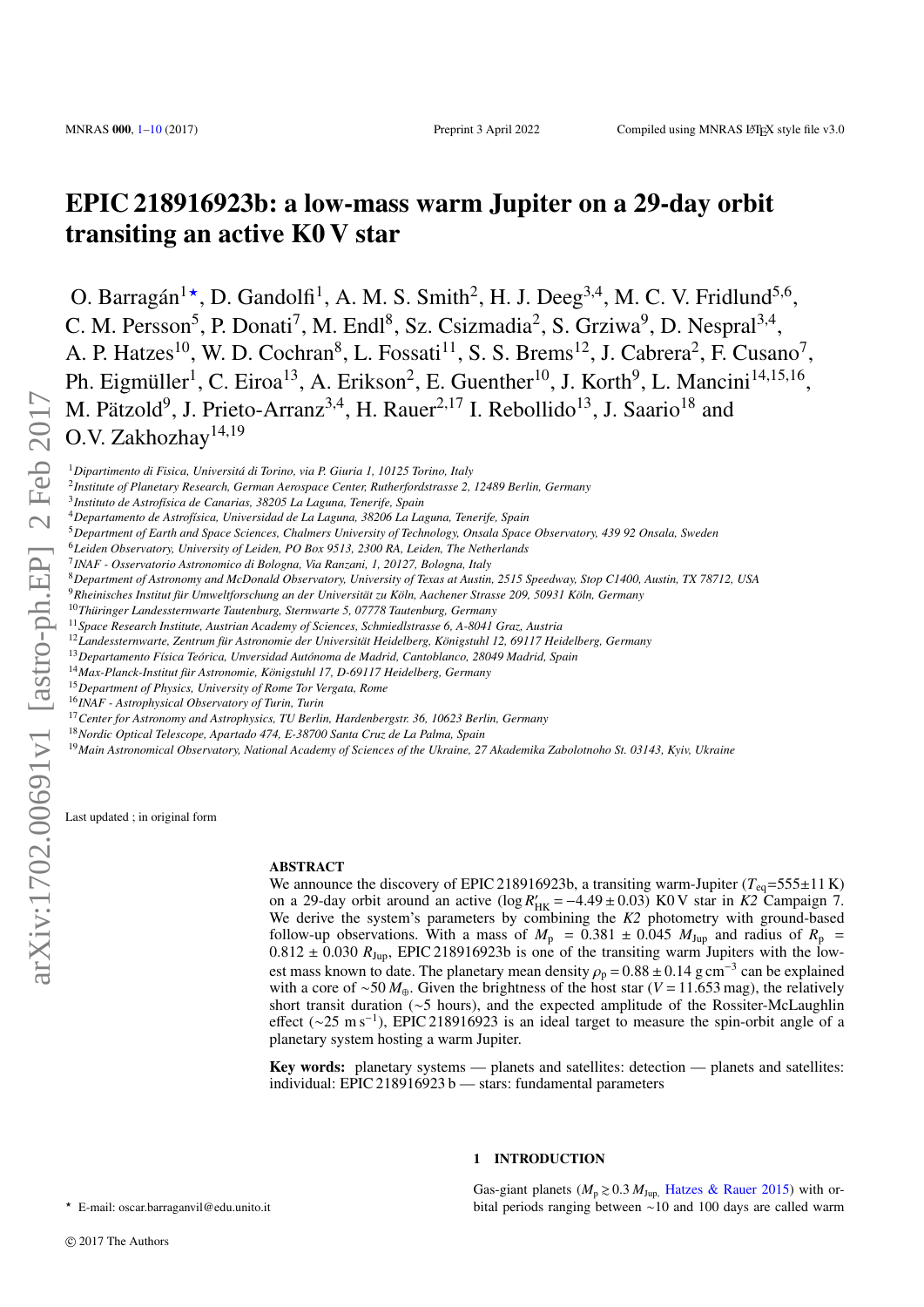# EPIC 218916923b: a low-mass warm Jupiter on a 29-day orbit transiting an active K0 V star

O. Barragán[1]⋆, D. Gandolfi[1], A. M. S. Smith[2], H. J. Deeg[3,4], M. C. V. Fridlund[5,6], C. M. Persson[5], P. Donati[7], M. Endl[8], Sz. Csizmadia[2], S. Grziwa[9], D. Nespral[3,4], A. P. Hatzes[10], W. D. Cochran[8], L. Fossati[11], S. S. Brems[12], J. Cabrera[2], F. Cusano[7], Ph. Eigmüller[1], C. Eiroa[13], A. Erikson[2], E. Guenther[10], J. Korth[9], L. Mancini[14,15,16], M. Pätzold[9], J. Prieto-Arranz[3,4], H. Rauer[2,17] I. Rebollido[13], J. Saario[18] and O.V. Zakhozhay[14,19]

[1]*Dipartimento di Fisica, Universitá di Torino, via P. Giuria 1, 10125 Torino, Italy*
[2]*Institute of Planetary Research, German Aerospace Center, Rutherfordstrasse 2, 12489 Berlin, Germany*
[3]*Instituto de Astrofísica de Canarias, 38205 La Laguna, Tenerife, Spain*
[4]*Departamento de Astrofísica, Universidad de La Laguna, 38206 La Laguna, Tenerife, Spain*
[5]*Department of Earth and Space Sciences, Chalmers University of Technology, Onsala Space Observatory, 439 92 Onsala, Sweden*
[6]*Leiden Observatory, University of Leiden, PO Box 9513, 2300 RA, Leiden, The Netherlands*
[7]*INAF - Osservatorio Astronomico di Bologna, Via Ranzani, 1, 20127, Bologna, Italy*
[8]*Department of Astronomy and McDonald Observatory, University of Texas at Austin, 2515 Speedway, Stop C1400, Austin, TX 78712, USA*
[9]*Rheinisches Institut für Umweltforschung an der Universität zu Köln, Aachener Strasse 209, 50931 Köln, Germany*
[10]*Thüringer Landessternwarte Tautenburg, Sternwarte 5, 07778 Tautenburg, Germany*
[11]*Space Research Institute, Austrian Academy of Sciences, Schmiedlstrasse 6, A-8041 Graz, Austria*
[12]*Landessternwarte, Zentrum für Astronomie der Universität Heidelberg, Königstuhl 12, 69117 Heidelberg, Germany*
[13]*Departamento Física Teórica, Unversidad Autónoma de Madrid, Cantoblanco, 28049 Madrid, Spain*
[14]*Max-Planck-Institut für Astronomie, Königstuhl 17, D-69117 Heidelberg, Germany*
[15]*Department of Physics, University of Rome Tor Vergata, Rome*
[16]*INAF - Astrophysical Observatory of Turin, Turin*
[17]*Center for Astronomy and Astrophysics, TU Berlin, Hardenbergstr. 36, 10623 Berlin, Germany*
[18]*Nordic Optical Telescope, Apartado 474, E-38700 Santa Cruz de La Palma, Spain*
[19]*Main Astronomical Observatory, National Academy of Sciences of the Ukraine, 27 Akademika Zabolotnoho St. 03143, Kyiv, Ukraine*

Last updated ; in original form

## ABSTRACT

We announce the discovery of EPIC 218916923b, a transiting warm-Jupiter ($T_{\rm eq}$=555±11 K) on a 29-day orbit around an active ($\log R'_{\rm HK} = -4.49 \pm 0.03$) K0 V star in *K2* Campaign 7. We derive the system's parameters by combining the *K2* photometry with ground-based follow-up observations. With a mass of $M_{\rm p} = 0.381 \pm 0.045\ M_{\rm Jup}$ and radius of $R_{\rm p} = 0.812 \pm 0.030\ R_{\rm Jup}$, EPIC 218916923b is one of the transiting warm Jupiters with the lowest mass known to date. The planetary mean density $\rho_{\rm p} = 0.88 \pm 0.14$ g cm$^{-3}$ can be explained with a core of $\sim$50 $M_{\oplus}$. Given the brightness of the host star ($V = 11.653$ mag), the relatively short transit duration ($\sim$5 hours), and the expected amplitude of the Rossiter-McLaughlin effect ($\sim$25 m s$^{-1}$), EPIC 218916923 is an ideal target to measure the spin-orbit angle of a planetary system hosting a warm Jupiter.

**Key words:** planetary systems — planets and satellites: detection — planets and satellites: individual: EPIC 218916923 b — stars: fundamental parameters

## 1 INTRODUCTION

Gas-giant planets ($M_{\rm p} \gtrsim 0.3\ M_{\rm Jup}$, Hatzes & Rauer 2015) with orbital periods ranging between $\sim$10 and 100 days are called warm

⋆ E-mail: oscar.barraganvil@edu.unito.it

© 2017 The Authors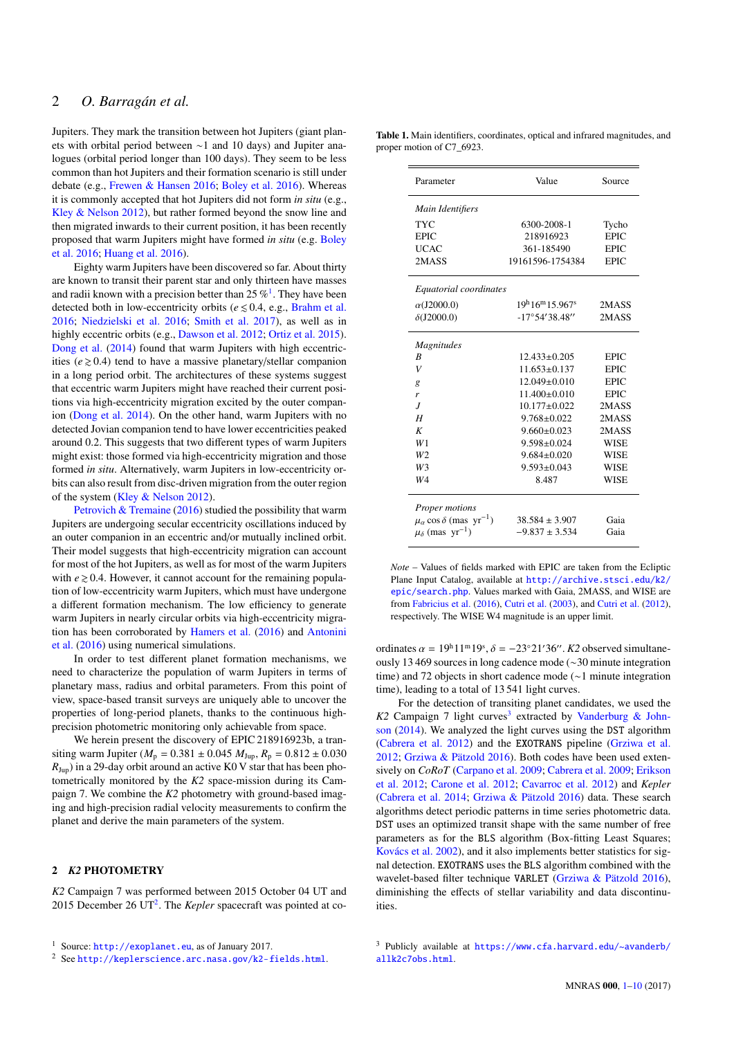Jupiters. They mark the transition between hot Jupiters (giant planets with orbital period between ∼1 and 10 days) and Jupiter analogues (orbital period longer than 100 days). They seem to be less common than hot Jupiters and their formation scenario is still under debate (e.g., Frewen & Hansen 2016; Boley et al. 2016). Whereas it is commonly accepted that hot Jupiters did not form *in situ* (e.g., Kley & Nelson 2012), but rather formed beyond the snow line and then migrated inwards to their current position, it has been recently proposed that warm Jupiters might have formed *in situ* (e.g. Boley et al. 2016; Huang et al. 2016).

Eighty warm Jupiters have been discovered so far. About thirty are known to transit their parent star and only thirteen have masses and radii known with a precision better than 25 %[1]. They have been detected both in low-eccentricity orbits ($e \lesssim 0.4$, e.g., Brahm et al. 2016; Niedzielski et al. 2016; Smith et al. 2017), as well as in highly eccentric orbits (e.g., Dawson et al. 2012; Ortiz et al. 2015). Dong et al. (2014) found that warm Jupiters with high eccentricities ($e \gtrsim 0.4$) tend to have a massive planetary/stellar companion in a long period orbit. The architectures of these systems suggest that eccentric warm Jupiters might have reached their current positions via high-eccentricity migration excited by the outer companion (Dong et al. 2014). On the other hand, warm Jupiters with no detected Jovian companion tend to have lower eccentricities peaked around 0.2. This suggests that two different types of warm Jupiters might exist: those formed via high-eccentricity migration and those formed *in situ*. Alternatively, warm Jupiters in low-eccentricity orbits can also result from disc-driven migration from the outer region of the system (Kley & Nelson 2012).

Petrovich & Tremaine (2016) studied the possibility that warm Jupiters are undergoing secular eccentricity oscillations induced by an outer companion in an eccentric and/or mutually inclined orbit. Their model suggests that high-eccentricity migration can account for most of the hot Jupiters, as well as for most of the warm Jupiters with $e \gtrsim 0.4$. However, it cannot account for the remaining population of low-eccentricity warm Jupiters, which must have undergone a different formation mechanism. The low efficiency to generate warm Jupiters in nearly circular orbits via high-eccentricity migration has been corroborated by Hamers et al. (2016) and Antonini et al. (2016) using numerical simulations.

In order to test different planet formation mechanisms, we need to characterize the population of warm Jupiters in terms of planetary mass, radius and orbital parameters. From this point of view, space-based transit surveys are uniquely able to uncover the properties of long-period planets, thanks to the continuous high-precision photometric monitoring only achievable from space.

We herein present the discovery of EPIC 218916923b, a transiting warm Jupiter ($M_{\rm p}$ = 0.381 ± 0.045 $M_{\rm Jup}$, $R_{\rm p}$ = 0.812 ± 0.030 $R_{\rm Jup}$) in a 29-day orbit around an active K0 V star that has been photometrically monitored by the *K2* space-mission during its Campaign 7. We combine the *K2* photometry with ground-based imaging and high-precision radial velocity measurements to confirm the planet and derive the main parameters of the system.

## 2 *K2* PHOTOMETRY

*K2* Campaign 7 was performed between 2015 October 04 UT and 2015 December 26 UT[2]. The *Kepler* spacecraft was pointed at coordinates $\alpha = 19^{\rm h}11^{\rm m}19^{\rm s}$, $\delta = -23°21'36''$. *K2* observed simultaneously 13 469 sources in long cadence mode (∼30 minute integration time) and 72 objects in short cadence mode (∼1 minute integration time), leading to a total of 13 541 light curves.

For the detection of transiting planet candidates, we used the *K2* Campaign 7 light curves[3] extracted by Vanderburg & Johnson (2014). We analyzed the light curves using the DST algorithm (Cabrera et al. 2012) and the EXOTRANS pipeline (Grziwa et al. 2012; Grziwa & Pätzold 2016). Both codes have been used extensively on *CoRoT* (Carpano et al. 2009; Cabrera et al. 2009; Erikson et al. 2012; Carone et al. 2012; Cavarroc et al. 2012) and *Kepler* (Cabrera et al. 2014; Grziwa & Pätzold 2016) data. These search algorithms detect periodic patterns in time series photometric data. DST uses an optimized transit shape with the same number of free parameters as for the BLS algorithm (Box-fitting Least Squares; Kovács et al. 2002), and it also implements better statistics for signal detection. EXOTRANS uses the BLS algorithm combined with the wavelet-based filter technique VARLET (Grziwa & Pätzold 2016), diminishing the effects of stellar variability and data discontinuities.

**Table 1.** Main identifiers, coordinates, optical and infrared magnitudes, and proper motion of C7_6923.

| Parameter | Value | Source |
|---|---|---|
| *Main Identifiers* | | |
| TYC | 6300-2008-1 | Tycho |
| EPIC | 218916923 | EPIC |
| UCAC | 361-185490 | EPIC |
| 2MASS | 19161596-1754384 | EPIC |
| *Equatorial coordinates* | | |
| $\alpha$(J2000.0) | $19^{\rm h}16^{\rm m}15.967^{\rm s}$ | 2MASS |
| $\delta$(J2000.0) | $-17°54'38.48''$ | 2MASS |
| *Magnitudes* | | |
| $B$ | 12.433±0.205 | EPIC |
| $V$ | 11.653±0.137 | EPIC |
| $g$ | 12.049±0.010 | EPIC |
| $r$ | 11.400±0.010 | EPIC |
| $J$ | 10.177±0.022 | 2MASS |
| $H$ | 9.768±0.022 | 2MASS |
| $K$ | 9.660±0.023 | 2MASS |
| $W1$ | 9.598±0.024 | WISE |
| $W2$ | 9.684±0.020 | WISE |
| $W3$ | 9.593±0.043 | WISE |
| $W4$ | 8.487 | WISE |
| *Proper motions* | | |
| $\mu_\alpha \cos\delta$ (mas yr$^{-1}$) | 38.584 ± 3.907 | Gaia |
| $\mu_\delta$ (mas yr$^{-1}$) | −9.837 ± 3.534 | Gaia |

*Note* – Values of fields marked with EPIC are taken from the Ecliptic Plane Input Catalog, available at http://archive.stsci.edu/k2/epic/search.php. Values marked with Gaia, 2MASS, and WISE are from Fabricius et al. (2016), Cutri et al. (2003), and Cutri et al. (2012), respectively. The WISE W4 magnitude is an upper limit.

[1] Source: http://exoplanet.eu, as of January 2017.

[2] See http://keplerscience.arc.nasa.gov/k2-fields.html.

[3] Publicly available at https://www.cfa.harvard.edu/~avanderb/allk2c7obs.html.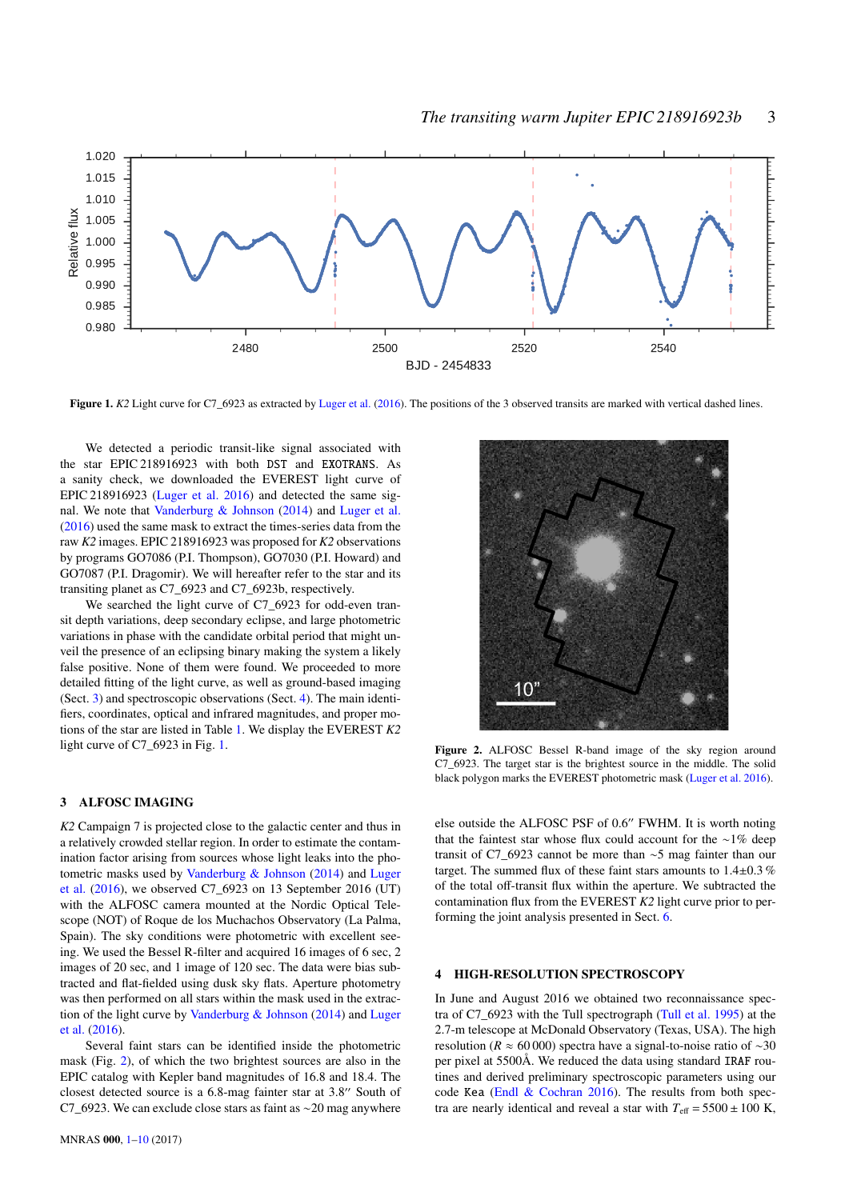**Figure 1.** *K2* Light curve for C7_6923 as extracted by Luger et al. (2016). The positions of the 3 observed transits are marked with vertical dashed lines.

We detected a periodic transit-like signal associated with the star EPIC 218916923 with both DST and EXOTRANS. As a sanity check, we downloaded the EVEREST light curve of EPIC 218916923 (Luger et al. 2016) and detected the same signal. We note that Vanderburg & Johnson (2014) and Luger et al. (2016) used the same mask to extract the times-series data from the raw *K2* images. EPIC 218916923 was proposed for *K2* observations by programs GO7086 (P.I. Thompson), GO7030 (P.I. Howard) and GO7087 (P.I. Dragomir). We will hereafter refer to the star and its transiting planet as C7_6923 and C7_6923b, respectively.

We searched the light curve of C7_6923 for odd-even transit depth variations, deep secondary eclipse, and large photometric variations in phase with the candidate orbital period that might unveil the presence of an eclipsing binary making the system a likely false positive. None of them were found. We proceeded to more detailed fitting of the light curve, as well as ground-based imaging (Sect. 3) and spectroscopic observations (Sect. 4). The main identifiers, coordinates, optical and infrared magnitudes, and proper motions of the star are listed in Table 1. We display the EVEREST *K2* light curve of C7_6923 in Fig. 1.

## 3 ALFOSC IMAGING

*K2* Campaign 7 is projected close to the galactic center and thus in a relatively crowded stellar region. In order to estimate the contamination factor arising from sources whose light leaks into the photometric masks used by Vanderburg & Johnson (2014) and Luger et al. (2016), we observed C7_6923 on 13 September 2016 (UT) with the ALFOSC camera mounted at the Nordic Optical Telescope (NOT) of Roque de los Muchachos Observatory (La Palma, Spain). The sky conditions were photometric with excellent seeing. We used the Bessel R-filter and acquired 16 images of 6 sec, 2 images of 20 sec, and 1 image of 120 sec. The data were bias subtracted and flat-fielded using dusk sky flats. Aperture photometry was then performed on all stars within the mask used in the extraction of the light curve by Vanderburg & Johnson (2014) and Luger et al. (2016).

Several faint stars can be identified inside the photometric mask (Fig. 2), of which the two brightest sources are also in the EPIC catalog with Kepler band magnitudes of 16.8 and 18.4. The closest detected source is a 6.8-mag fainter star at 3.8″ South of C7_6923. We can exclude close stars as faint as ∼20 mag anywhere else outside the ALFOSC PSF of 0.6″ FWHM. It is worth noting that the faintest star whose flux could account for the ∼1% deep transit of C7_6923 cannot be more than ∼5 mag fainter than our target. The summed flux of these faint stars amounts to 1.4±0.3 % of the total off-transit flux within the aperture. We subtracted the contamination flux from the EVEREST *K2* light curve prior to performing the joint analysis presented in Sect. 6.

**Figure 2.** ALFOSC Bessel R-band image of the sky region around C7_6923. The target star is the brightest source in the middle. The solid black polygon marks the EVEREST photometric mask (Luger et al. 2016).

## 4 HIGH-RESOLUTION SPECTROSCOPY

In June and August 2016 we obtained two reconnaissance spectra of C7_6923 with the Tull spectrograph (Tull et al. 1995) at the 2.7-m telescope at McDonald Observatory (Texas, USA). The high resolution ($R \approx 60\,000$) spectra have a signal-to-noise ratio of ∼30 per pixel at 5500Å. We reduced the data using standard IRAF routines and derived preliminary spectroscopic parameters using our code Kea (Endl & Cochran 2016). The results from both spectra are nearly identical and reveal a star with $T_{\rm eff} = 5500 \pm 100$ K,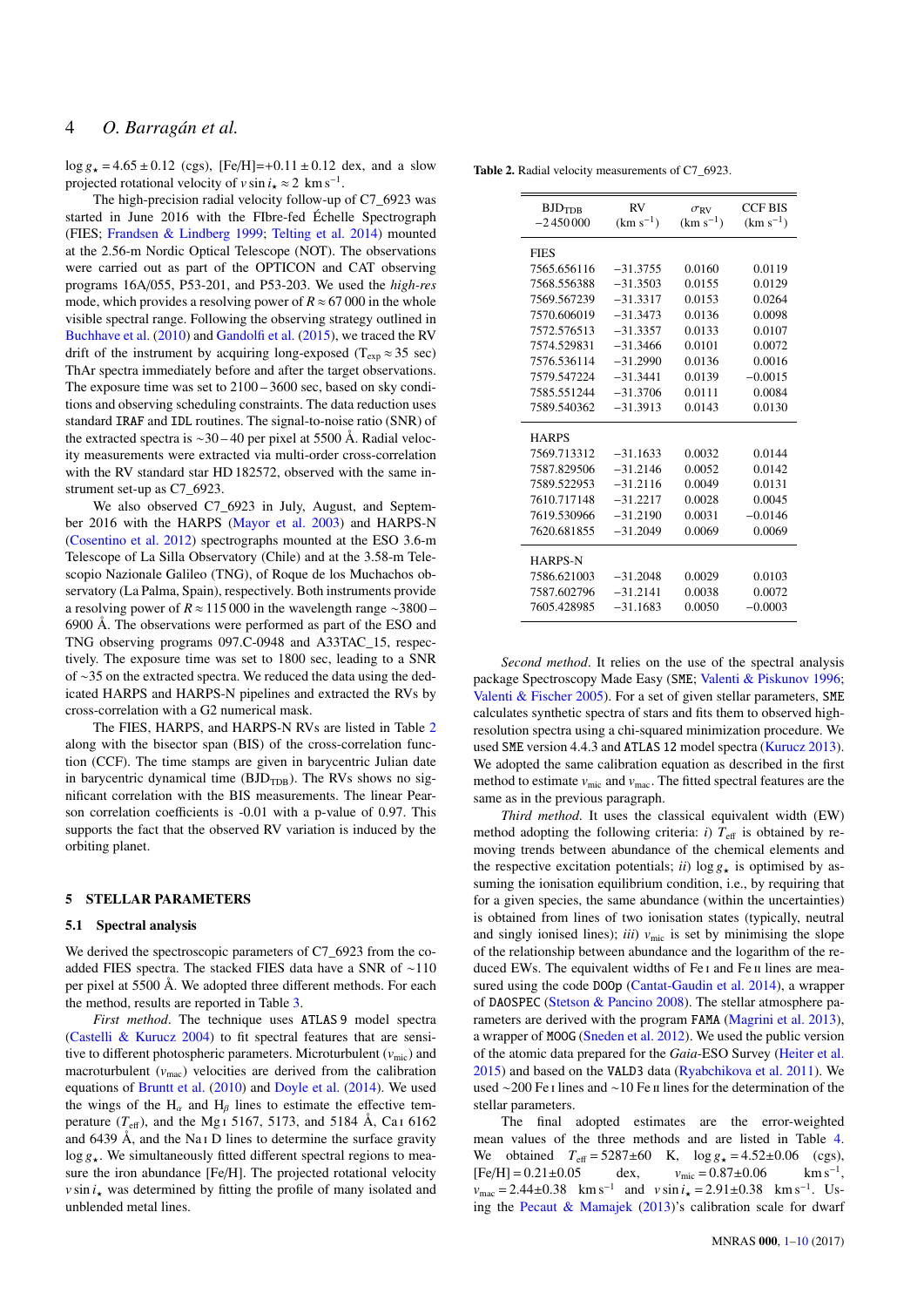$\log g_\star = 4.65 \pm 0.12$ (cgs), [Fe/H]=+0.11 ± 0.12 dex, and a slow projected rotational velocity of $v \sin i_\star \approx 2$ km s$^{-1}$.

The high-precision radial velocity follow-up of C7_6923 was started in June 2016 with the FIbre-fed Échelle Spectrograph (FIES; Frandsen & Lindberg 1999; Telting et al. 2014) mounted at the 2.56-m Nordic Optical Telescope (NOT). The observations were carried out as part of the OPTICON and CAT observing programs 16A/055, P53-201, and P53-203. We used the *high-res* mode, which provides a resolving power of $R \approx 67\,000$ in the whole visible spectral range. Following the observing strategy outlined in Buchhave et al. (2010) and Gandolfi et al. (2015), we traced the RV drift of the instrument by acquiring long-exposed ($T_{\rm exp} \approx 35$ sec) ThAr spectra immediately before and after the target observations. The exposure time was set to 2100 – 3600 sec, based on sky conditions and observing scheduling constraints. The data reduction uses standard IRAF and IDL routines. The signal-to-noise ratio (SNR) of the extracted spectra is ∼30 – 40 per pixel at 5500 Å. Radial velocity measurements were extracted via multi-order cross-correlation with the RV standard star HD 182572, observed with the same instrument set-up as C7_6923.

We also observed C7_6923 in July, August, and September 2016 with the HARPS (Mayor et al. 2003) and HARPS-N (Cosentino et al. 2012) spectrographs mounted at the ESO 3.6-m Telescope of La Silla Observatory (Chile) and at the 3.58-m Telescopio Nazionale Galileo (TNG), of Roque de los Muchachos observatory (La Palma, Spain), respectively. Both instruments provide a resolving power of $R \approx 115\,000$ in the wavelength range ∼3800 – 6900 Å. The observations were performed as part of the ESO and TNG observing programs 097.C-0948 and A33TAC_15, respectively. The exposure time was set to 1800 sec, leading to a SNR of ∼35 on the extracted spectra. We reduced the data using the dedicated HARPS and HARPS-N pipelines and extracted the RVs by cross-correlation with a G2 numerical mask.

The FIES, HARPS, and HARPS-N RVs are listed in Table 2 along with the bisector span (BIS) of the cross-correlation function (CCF). The time stamps are given in barycentric Julian date in barycentric dynamical time (BJD$_{\rm TDB}$). The RVs shows no significant correlation with the BIS measurements. The linear Pearson correlation coefficients is -0.01 with a p-value of 0.97. This supports the fact that the observed RV variation is induced by the orbiting planet.

**Table 2.** Radial velocity measurements of C7_6923.

| BJD$_{\rm TDB}$ −2 450 000 | RV (km s$^{-1}$) | $\sigma_{\rm RV}$ (km s$^{-1}$) | CCF BIS (km s$^{-1}$) |
|---|---|---|---|
| FIES | | | |
| 7565.656116 | −31.3755 | 0.0160 | 0.0119 |
| 7568.556388 | −31.3503 | 0.0155 | 0.0129 |
| 7569.567239 | −31.3317 | 0.0153 | 0.0264 |
| 7570.606019 | −31.3473 | 0.0136 | 0.0098 |
| 7572.576513 | −31.3357 | 0.0133 | 0.0107 |
| 7574.529831 | −31.3466 | 0.0101 | 0.0072 |
| 7576.536114 | −31.2990 | 0.0136 | 0.0016 |
| 7579.547224 | −31.3441 | 0.0139 | −0.0015 |
| 7585.551244 | −31.3706 | 0.0111 | 0.0084 |
| 7589.540362 | −31.3913 | 0.0143 | 0.0130 |
| HARPS | | | |
| 7569.713312 | −31.1633 | 0.0032 | 0.0144 |
| 7587.829506 | −31.2146 | 0.0052 | 0.0142 |
| 7589.522953 | −31.2116 | 0.0049 | 0.0131 |
| 7610.717148 | −31.2217 | 0.0028 | 0.0045 |
| 7619.530966 | −31.2190 | 0.0031 | −0.0146 |
| 7620.681855 | −31.2049 | 0.0069 | 0.0069 |
| HARPS-N | | | |
| 7586.621003 | −31.2048 | 0.0029 | 0.0103 |
| 7587.602796 | −31.2141 | 0.0038 | 0.0072 |
| 7605.428985 | −31.1683 | 0.0050 | −0.0003 |

## 5 STELLAR PARAMETERS

### 5.1 Spectral analysis

We derived the spectroscopic parameters of C7_6923 from the co-added FIES spectra. The stacked FIES data have a SNR of ∼110 per pixel at 5500 Å. We adopted three different methods. For each the method, results are reported in Table 3.

*First method*. The technique uses ATLAS 9 model spectra (Castelli & Kurucz 2004) to fit spectral features that are sensitive to different photospheric parameters. Microturbulent ($v_{\rm mic}$) and macroturbulent ($v_{\rm mac}$) velocities are derived from the calibration equations of Bruntt et al. (2010) and Doyle et al. (2014). We used the wings of the H$_\alpha$ and H$_\beta$ lines to estimate the effective temperature ($T_{\rm eff}$), and the Mg I 5167, 5173, and 5184 Å, Ca I 6162 and 6439 Å, and the Na I D lines to determine the surface gravity $\log g_\star$. We simultaneously fitted different spectral regions to measure the iron abundance [Fe/H]. The projected rotational velocity $v \sin i_\star$ was determined by fitting the profile of many isolated and unblended metal lines.

*Second method*. It relies on the use of the spectral analysis package Spectroscopy Made Easy (SME; Valenti & Piskunov 1996; Valenti & Fischer 2005). For a set of given stellar parameters, SME calculates synthetic spectra of stars and fits them to observed high-resolution spectra using a chi-squared minimization procedure. We used SME version 4.4.3 and ATLAS 12 model spectra (Kurucz 2013). We adopted the same calibration equation as described in the first method to estimate $v_{\rm mic}$ and $v_{\rm mac}$. The fitted spectral features are the same as in the previous paragraph.

*Third method*. It uses the classical equivalent width (EW) method adopting the following criteria: *i)* $T_{\rm eff}$ is obtained by removing trends between abundance of the chemical elements and the respective excitation potentials; *ii)* $\log g_\star$ is optimised by assuming the ionisation equilibrium condition, i.e., by requiring that for a given species, the same abundance (within the uncertainties) is obtained from lines of two ionisation states (typically, neutral and singly ionised lines); *iii)* $v_{\rm mic}$ is set by minimising the slope of the relationship between abundance and the logarithm of the reduced EWs. The equivalent widths of Fe I and Fe II lines are measured using the code DOOp (Cantat-Gaudin et al. 2014), a wrapper of DAOSPEC (Stetson & Pancino 2008). The stellar atmosphere parameters are derived with the program FAMA (Magrini et al. 2013), a wrapper of MOOG (Sneden et al. 2012). We used the public version of the atomic data prepared for the *Gaia*-ESO Survey (Heiter et al. 2015) and based on the VALD3 data (Ryabchikova et al. 2011). We used ∼200 Fe I lines and ∼10 Fe II lines for the determination of the stellar parameters.

The final adopted estimates are the error-weighted mean values of the three methods and are listed in Table 4. We obtained $T_{\rm eff} = 5287 \pm 60$ K, $\log g_\star = 4.52 \pm 0.06$ (cgs), [Fe/H] = 0.21±0.05 dex, $v_{\rm mic} = 0.87 \pm 0.06$ km s$^{-1}$, $v_{\rm mac} = 2.44 \pm 0.38$ km s$^{-1}$ and $v \sin i_\star = 2.91 \pm 0.38$ km s$^{-1}$. Using the Pecaut & Mamajek (2013)'s calibration scale for dwarf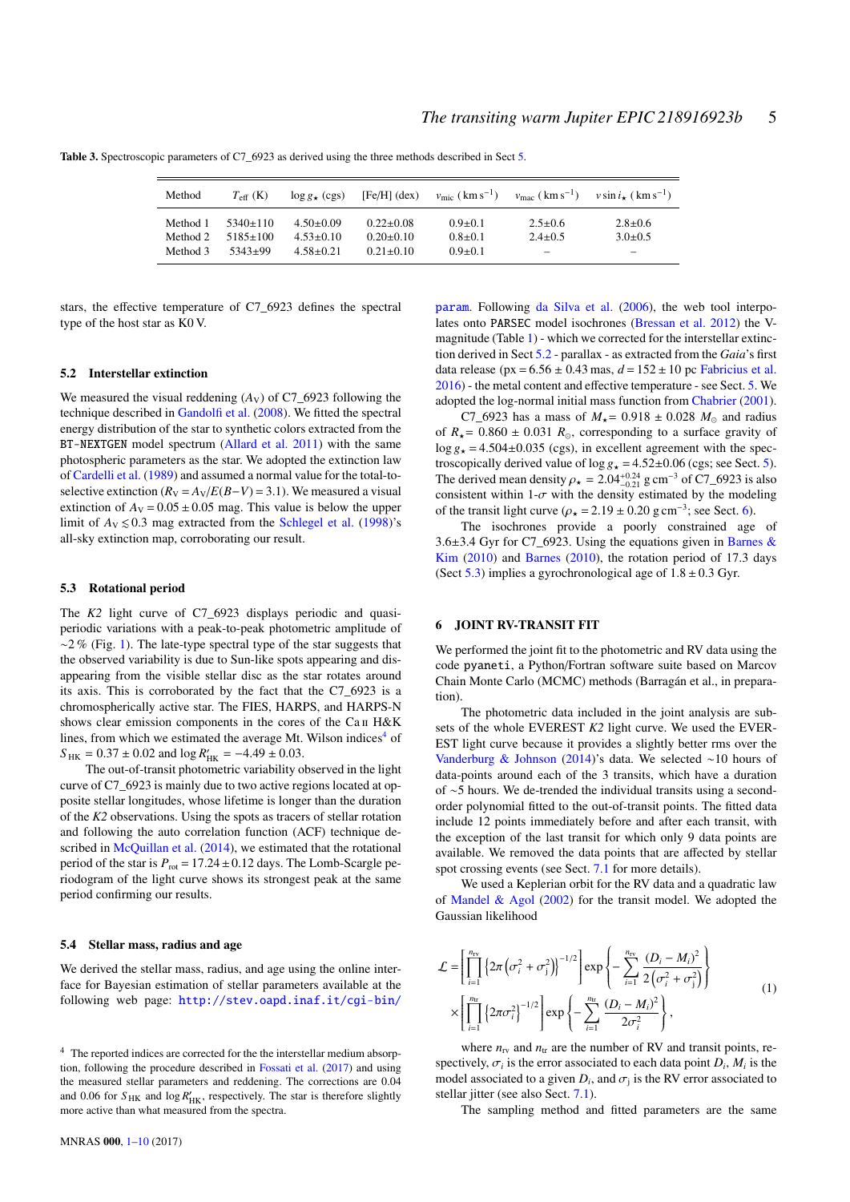**Table 3.** Spectroscopic parameters of C7_6923 as derived using the three methods described in Sect 5.

| Method | $T_{\rm eff}$ (K) | $\log g_\star$ (cgs) | [Fe/H] (dex) | $v_{\rm mic}$ ( $\rm km\,s^{-1}$) | $v_{\rm mac}$ ( $\rm km\,s^{-1}$) | $v \sin i_\star$ ( $\rm km\,s^{-1}$) |
|---|---|---|---|---|---|---|
| Method 1 | 5340±110 | 4.50±0.09 | 0.22±0.08 | 0.9±0.1 | 2.5±0.6 | 2.8±0.6 |
| Method 2 | 5185±100 | 4.53±0.10 | 0.20±0.10 | 0.8±0.1 | 2.4±0.5 | 3.0±0.5 |
| Method 3 | 5343±99 | 4.58±0.21 | 0.21±0.10 | 0.9±0.1 | – | – |

stars, the effective temperature of C7_6923 defines the spectral type of the host star as K0 V.

### 5.2 Interstellar extinction

We measured the visual reddening ($A_{\rm V}$) of C7_6923 following the technique described in Gandolfi et al. (2008). We fitted the spectral energy distribution of the star to synthetic colors extracted from the BT-NEXTGEN model spectrum (Allard et al. 2011) with the same photospheric parameters as the star. We adopted the extinction law of Cardelli et al. (1989) and assumed a normal value for the total-to-selective extinction ($R_{\rm V} = A_{\rm V}/E(B-V) = 3.1$). We measured a visual extinction of $A_{\rm V} = 0.05 \pm 0.05$ mag. This value is below the upper limit of $A_{\rm V} \lesssim 0.3$ mag extracted from the Schlegel et al. (1998)'s all-sky extinction map, corroborating our result.

### 5.3 Rotational period

The *K2* light curve of C7_6923 displays periodic and quasi-periodic variations with a peak-to-peak photometric amplitude of $\sim$2 % (Fig. 1). The late-type spectral type of the star suggests that the observed variability is due to Sun-like spots appearing and disappearing from the visible stellar disc as the star rotates around its axis. This is corroborated by the fact that the C7_6923 is a chromospherically active star. The FIES, HARPS, and HARPS-N shows clear emission components in the cores of the Ca II H&K lines, from which we estimated the average Mt. Wilson indices[4] of $S_{\rm HK} = 0.37 \pm 0.02$ and $\log R'_{\rm HK} = -4.49 \pm 0.03$.

The out-of-transit photometric variability observed in the light curve of C7_6923 is mainly due to two active regions located at opposite stellar longitudes, whose lifetime is longer than the duration of the *K2* observations. Using the spots as tracers of stellar rotation and following the auto correlation function (ACF) technique described in McQuillan et al. (2014), we estimated that the rotational period of the star is $P_{\rm rot} = 17.24 \pm 0.12$ days. The Lomb-Scargle periodogram of the light curve shows its strongest peak at the same period confirming our results.

### 5.4 Stellar mass, radius and age

We derived the stellar mass, radius, and age using the online interface for Bayesian estimation of stellar parameters available at the following web page: http://stev.oapd.inaf.it/cgi-bin/param. Following da Silva et al. (2006), the web tool interpolates onto PARSEC model isochrones (Bressan et al. 2012) the V-magnitude (Table 1) - which we corrected for the interstellar extinction derived in Sect 5.2 - parallax - as extracted from the *Gaia*'s first data release (px = 6.56 ± 0.43 mas, $d$ = 152 ± 10 pc Fabricius et al. 2016) - the metal content and effective temperature - see Sect. 5. We adopted the log-normal initial mass function from Chabrier (2001).

C7_6923 has a mass of $M_\star = 0.918 \pm 0.028\ M_\odot$ and radius of $R_\star = 0.860 \pm 0.031\ R_\odot$, corresponding to a surface gravity of $\log g_\star = 4.504 \pm 0.035$ (cgs), in excellent agreement with the spectroscopically derived value of $\log g_\star = 4.52 \pm 0.06$ (cgs; see Sect. 5). The derived mean density $\rho_\star = 2.04^{+0.24}_{-0.21}$ g cm$^{-3}$ of C7_6923 is also consistent within 1-$\sigma$ with the density estimated by the modeling of the transit light curve ($\rho_\star = 2.19 \pm 0.20$ g cm$^{-3}$; see Sect. 6).

The isochrones provide a poorly constrained age of 3.6±3.4 Gyr for C7_6923. Using the equations given in Barnes & Kim (2010) and Barnes (2010), the rotation period of 17.3 days (Sect 5.3) implies a gyrochronological age of 1.8 ± 0.3 Gyr.

## 6 JOINT RV-TRANSIT FIT

We performed the joint fit to the photometric and RV data using the code pyaneti, a Python/Fortran software suite based on Marcov Chain Monte Carlo (MCMC) methods (Barragán et al., in preparation).

The photometric data included in the joint analysis are subsets of the whole EVEREST *K2* light curve. We used the EVEREST light curve because it provides a slightly better rms over the Vanderburg & Johnson (2014)'s data. We selected $\sim$10 hours of data-points around each of the 3 transits, which have a duration of $\sim$5 hours. We de-trended the individual transits using a second-order polynomial fitted to the out-of-transit points. The fitted data include 12 points immediately before and after each transit, with the exception of the last transit for which only 9 data points are available. We removed the data points that are affected by stellar spot crossing events (see Sect. 7.1 for more details).

We used a Keplerian orbit for the RV data and a quadratic law of Mandel & Agol (2002) for the transit model. We adopted the Gaussian likelihood

$$
\mathcal{L} = \left[ \prod_{i=1}^{n_{\rm rv}} \left\{ 2\pi \left( \sigma_i^2 + \sigma_{\rm j}^2 \right) \right\}^{-1/2} \right] \exp \left\{ - \sum_{i=1}^{n_{\rm rv}} \frac{(D_i - M_i)^2}{2\left( \sigma_i^2 + \sigma_{\rm j}^2 \right)} \right\}
\times \left[ \prod_{i=1}^{n_{\rm tr}} \left\{ 2\pi\sigma_i^2 \right\}^{-1/2} \right] \exp \left\{ - \sum_{i=1}^{n_{\rm tr}} \frac{(D_i - M_i)^2}{2\sigma_i^2} \right\}, \tag{1}
$$

where $n_{\rm rv}$ and $n_{\rm tr}$ are the number of RV and transit points, respectively, $\sigma_i$ is the error associated to each data point $D_i$, $M_i$ is the model associated to a given $D_i$, and $\sigma_{\rm j}$ is the RV error associated to stellar jitter (see also Sect. 7.1).

The sampling method and fitted parameters are the same

[4] The reported indices are corrected for the the interstellar medium absorption, following the procedure described in Fossati et al. (2017) and using the measured stellar parameters and reddening. The corrections are 0.04 and 0.06 for $S_{\rm HK}$ and $\log R'_{\rm HK}$, respectively. The star is therefore slightly more active than what measured from the spectra.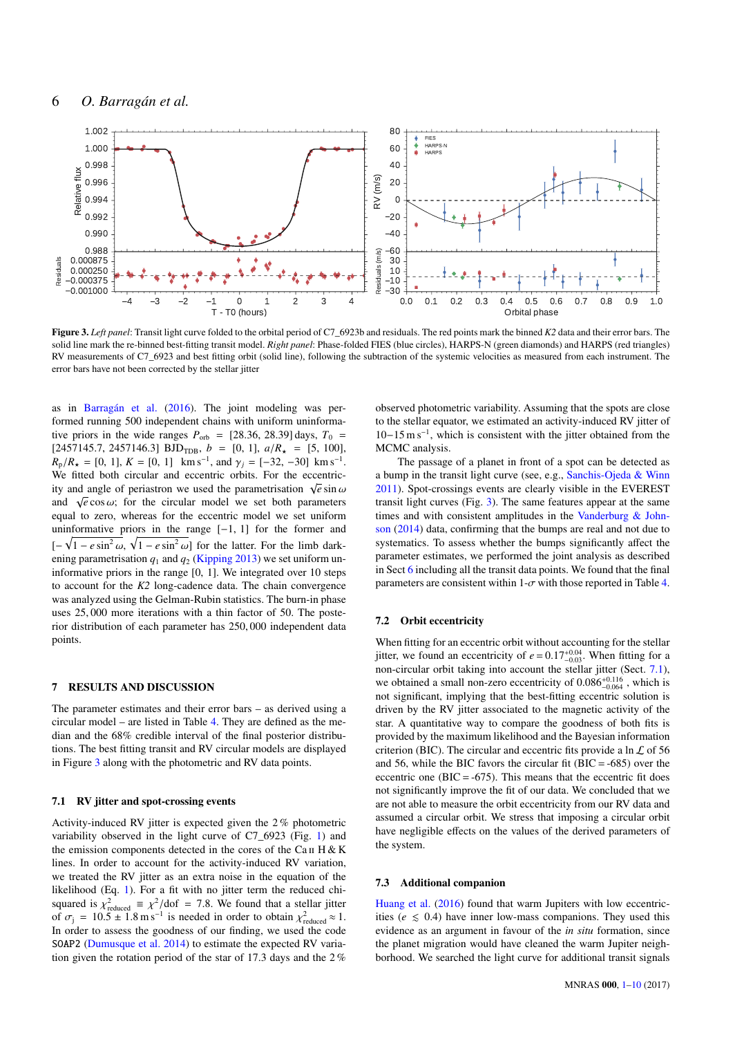**Figure 3.** *Left panel*: Transit light curve folded to the orbital period of C7_6923b and residuals. The red points mark the binned *K2* data and their error bars. The solid line mark the re-binned best-fitting transit model. *Right panel*: Phase-folded FIES (blue circles), HARPS-N (green diamonds) and HARPS (red triangles) RV measurements of C7_6923 and best fitting orbit (solid line), following the subtraction of the systemic velocities as measured from each instrument. The error bars have not been corrected by the stellar jitter

as in Barragán et al. (2016). The joint modeling was performed running 500 independent chains with uniform uninformative priors in the wide ranges $P_{\rm orb}$ = [28.36, 28.39] days, $T_0$ = [2457145.7, 2457146.3] $\rm BJD_{TDB}$, $b$ = [0, 1], $a/R_\star$ = [5, 100], $R_{\rm p}/R_\star$ = [0, 1], $K$ = [0, 1] $\rm km\,s^{-1}$, and $\gamma_j$ = [−32, −30] $\rm km\,s^{-1}$. We fitted both circular and eccentric orbits. For the eccentricity and angle of periastron we used the parametrisation $\sqrt{e}\sin\omega$ and $\sqrt{e}\cos\omega$; for the circular model we set both parameters equal to zero, whereas for the eccentric model we set uniform uninformative priors in the range [−1, 1] for the former and $[-\sqrt{1-e\sin^2\omega}, \sqrt{1-e\sin^2\omega}]$ for the latter. For the limb darkening parametrisation $q_1$ and $q_2$ (Kipping 2013) we set uniform uninformative priors in the range [0, 1]. We integrated over 10 steps to account for the *K2* long-cadence data. The chain convergence was analyzed using the Gelman-Rubin statistics. The burn-in phase uses 25,000 more iterations with a thin factor of 50. The posterior distribution of each parameter has 250,000 independent data points.

## 7 RESULTS AND DISCUSSION

The parameter estimates and their error bars – as derived using a circular model – are listed in Table 4. They are defined as the median and the 68% credible interval of the final posterior distributions. The best fitting transit and RV circular models are displayed in Figure 3 along with the photometric and RV data points.

### 7.1 RV jitter and spot-crossing events

Activity-induced RV jitter is expected given the 2 % photometric variability observed in the light curve of C7_6923 (Fig. 1) and the emission components detected in the cores of the Ca II H & K lines. In order to account for the activity-induced RV variation, we treated the RV jitter as an extra noise in the equation of the likelihood (Eq. 1). For a fit with no jitter term the reduced chi-squared is $\chi^2_{\rm reduced} \equiv \chi^2/{\rm dof} = 7.8$. We found that a stellar jitter of $\sigma_{\rm j}$ = 10.5 ± 1.8 $\rm m\,s^{-1}$ is needed in order to obtain $\chi^2_{\rm reduced} \approx 1$. In order to assess the goodness of our finding, we used the code SOAP2 (Dumusque et al. 2014) to estimate the expected RV variation given the rotation period of the star of 17.3 days and the 2 % observed photometric variability. Assuming that the spots are close to the stellar equator, we estimated an activity-induced RV jitter of 10−15 $\rm m\,s^{-1}$, which is consistent with the jitter obtained from the MCMC analysis.

The passage of a planet in front of a spot can be detected as a bump in the transit light curve (see, e.g., Sanchis-Ojeda & Winn 2011). Spot-crossings events are clearly visible in the EVEREST transit light curves (Fig. 3). The same features appear at the same times and with consistent amplitudes in the Vanderburg & Johnson (2014) data, confirming that the bumps are real and not due to systematics. To assess whether the bumps significantly affect the parameter estimates, we performed the joint analysis as described in Sect 6 including all the transit data points. We found that the final parameters are consistent within 1-$\sigma$ with those reported in Table 4.

### 7.2 Orbit eccentricity

When fitting for an eccentric orbit without accounting for the stellar jitter, we found an eccentricity of $e = 0.17^{+0.04}_{-0.03}$. When fitting for a non-circular orbit taking into account the stellar jitter (Sect. 7.1), we obtained a small non-zero eccentricity of $0.086^{+0.116}_{-0.064}$, which is not significant, implying that the best-fitting eccentric solution is driven by the RV jitter associated to the magnetic activity of the star. A quantitative way to compare the goodness of both fits is provided by the maximum likelihood and the Bayesian information criterion (BIC). The circular and eccentric fits provide a $\ln\mathcal{L}$ of 56 and 56, while the BIC favors the circular fit (BIC = -685) over the eccentric one (BIC = -675). This means that the eccentric fit does not significantly improve the fit of our data. We concluded that we are not able to measure the orbit eccentricity from our RV data and assumed a circular orbit. We stress that imposing a circular orbit have negligible effects on the values of the derived parameters of the system.

### 7.3 Additional companion

Huang et al. (2016) found that warm Jupiters with low eccentricities ($e \lesssim 0.4$) have inner low-mass companions. They used this evidence as an argument in favour of the *in situ* formation, since the planet migration would have cleaned the warm Jupiter neighborhood. We searched the light curve for additional transit signals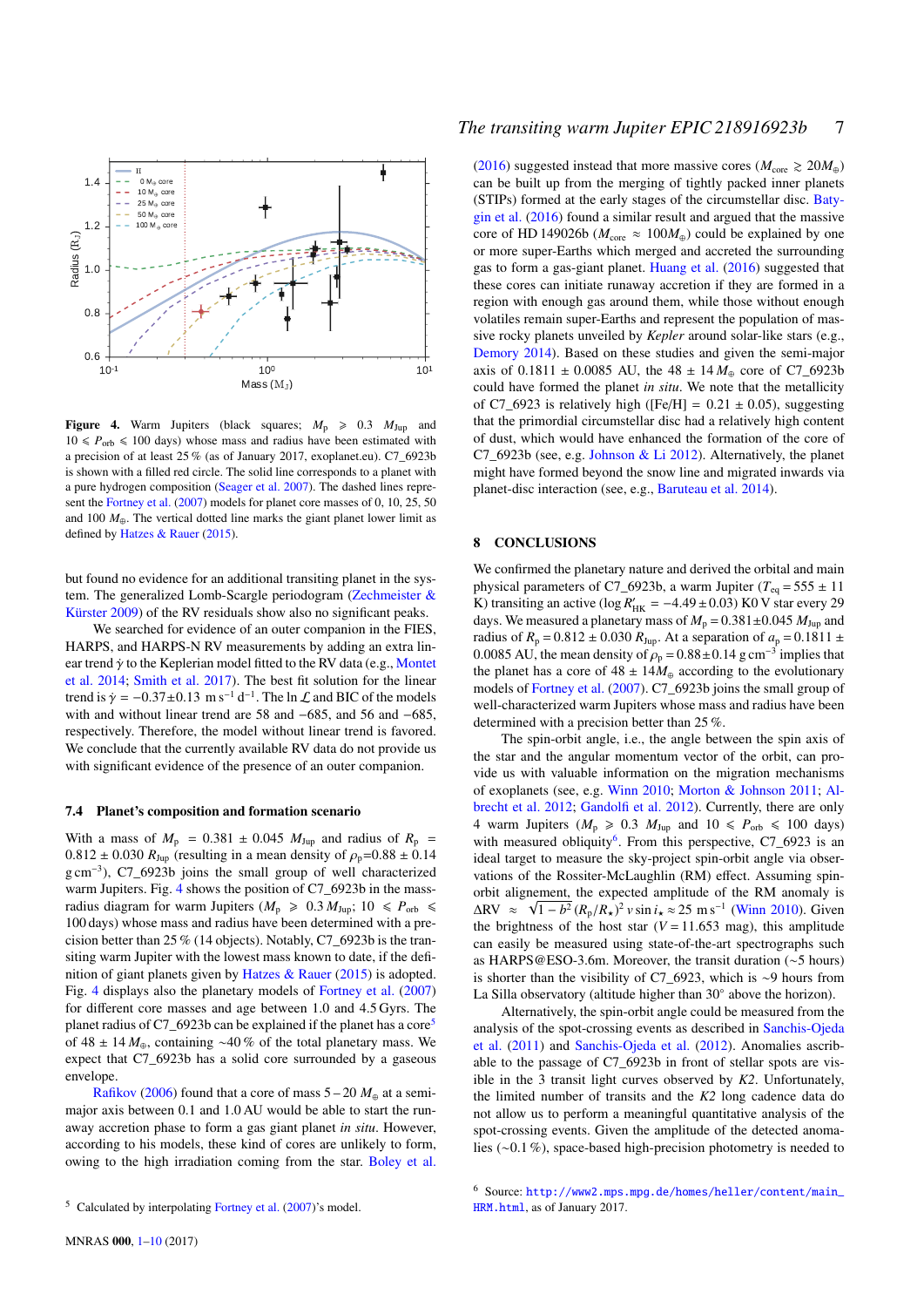Figure 4. Warm Jupiters (black squares; $M_p \geqslant 0.3\ M_{Jup}$ and $10 \leqslant P_{orb} \leqslant 100$ days) whose mass and radius have been estimated with a precision of at least 25 % (as of January 2017, exoplanet.eu). C7_6923b is shown with a filled red circle. The solid line corresponds to a planet with a pure hydrogen composition (Seager et al. 2007). The dashed lines represent the Fortney et al. (2007) models for planet core masses of 0, 10, 25, 50 and 100 $M_\oplus$. The vertical dotted line marks the giant planet lower limit as defined by Hatzes & Rauer (2015).

but found no evidence for an additional transiting planet in the system. The generalized Lomb-Scargle periodogram (Zechmeister & Kürster 2009) of the RV residuals show also no significant peaks.

We searched for evidence of an outer companion in the FIES, HARPS, and HARPS-N RV measurements by adding an extra linear trend $\dot{\gamma}$ to the Keplerian model fitted to the RV data (e.g., Montet et al. 2014; Smith et al. 2017). The best fit solution for the linear trend is $\dot{\gamma} = -0.37{\pm}0.13\ \mathrm{m\,s^{-1}\,d^{-1}}$. The $\ln \mathcal{L}$ and BIC of the models with and without linear trend are 58 and −685, and 56 and −685, respectively. Therefore, the model without linear trend is favored. We conclude that the currently available RV data do not provide us with significant evidence of the presence of an outer companion.

### 7.4 Planet's composition and formation scenario

With a mass of $M_p = 0.381 \pm 0.045\ M_{Jup}$ and radius of $R_p = 0.812 \pm 0.030\ R_{Jup}$ (resulting in a mean density of $\rho_p{=}0.88 \pm 0.14$ g cm$^{-3}$), C7_6923b joins the small group of well characterized warm Jupiters. Fig. 4 shows the position of C7_6923b in the mass-radius diagram for warm Jupiters ($M_p \geqslant 0.3\,M_{Jup}$; $10 \leqslant P_{orb} \leqslant 100$ days) whose mass and radius have been determined with a precision better than 25 % (14 objects). Notably, C7_6923b is the transiting warm Jupiter with the lowest mass known to date, if the definition of giant planets given by Hatzes & Rauer (2015) is adopted. Fig. 4 displays also the planetary models of Fortney et al. (2007) for different core masses and age between 1.0 and 4.5 Gyrs. The planet radius of C7_6923b can be explained if the planet has a core[5] of $48 \pm 14\,M_\oplus$, containing ∼40 % of the total planetary mass. We expect that C7_6923b has a solid core surrounded by a gaseous envelope.

Rafikov (2006) found that a core of mass $5-20\ M_\oplus$ at a semi-major axis between 0.1 and 1.0 AU would be able to start the runaway accretion phase to form a gas giant planet *in situ*. However, according to his models, these kind of cores are unlikely to form, owing to the high irradiation coming from the star. Boley et al. (2016) suggested instead that more massive cores ($M_{core} \gtrsim 20 M_\oplus$) can be built up from the merging of tightly packed inner planets (STIPs) formed at the early stages of the circumstellar disc. Batygin et al. (2016) found a similar result and argued that the massive core of HD 149026b ($M_{core} \approx 100 M_\oplus$) could be explained by one or more super-Earths which merged and accreted the surrounding gas to form a gas-giant planet. Huang et al. (2016) suggested that these cores can initiate runaway accretion if they are formed in a region with enough gas around them, while those without enough volatiles remain super-Earths and represent the population of massive rocky planets unveiled by *Kepler* around solar-like stars (e.g., Demory 2014). Based on these studies and given the semi-major axis of $0.1811 \pm 0.0085$ AU, the $48 \pm 14\,M_\oplus$ core of C7_6923b could have formed the planet *in situ*. We note that the metallicity of C7_6923 is relatively high ([Fe/H] = $0.21 \pm 0.05$), suggesting that the primordial circumstellar disc had a relatively high content of dust, which would have enhanced the formation of the core of C7_6923b (see, e.g. Johnson & Li 2012). Alternatively, the planet might have formed beyond the snow line and migrated inwards via planet-disc interaction (see, e.g., Baruteau et al. 2014).

## 8 CONCLUSIONS

We confirmed the planetary nature and derived the orbital and main physical parameters of C7_6923b, a warm Jupiter ($T_{eq} = 555 \pm 11$ K) transiting an active ($\log R'_{HK} = -4.49 \pm 0.03$) K0 V star every 29 days. We measured a planetary mass of $M_p = 0.381{\pm}0.045\ M_{Jup}$ and radius of $R_p = 0.812 \pm 0.030\ R_{Jup}$. At a separation of $a_p = 0.1811 \pm 0.0085$ AU, the mean density of $\rho_p = 0.88 \pm 0.14$ g cm$^{-3}$ implies that the planet has a core of $48 \pm 14 M_\oplus$ according to the evolutionary models of Fortney et al. (2007). C7_6923b joins the small group of well-characterized warm Jupiters whose mass and radius have been determined with a precision better than 25 %.

The spin-orbit angle, i.e., the angle between the spin axis of the star and the angular momentum vector of the orbit, can provide us with valuable information on the migration mechanisms of exoplanets (see, e.g. Winn 2010; Morton & Johnson 2011; Albrecht et al. 2012; Gandolfi et al. 2012). Currently, there are only 4 warm Jupiters ($M_p \geqslant 0.3\ M_{Jup}$ and $10 \leqslant P_{orb} \leqslant 100$ days) with measured obliquity[6]. From this perspective, C7_6923 is an ideal target to measure the sky-project spin-orbit angle via observations of the Rossiter-McLaughlin (RM) effect. Assuming spin-orbit alignement, the expected amplitude of the RM anomaly is $\Delta \mathrm{RV} \approx \sqrt{1-b^2}\,(R_p/R_\star)^2\, v \sin i_\star \approx 25\ \mathrm{m\,s^{-1}}$ (Winn 2010). Given the brightness of the host star ($V = 11.653$ mag), this amplitude can easily be measured using state-of-the-art spectrographs such as HARPS@ESO-3.6m. Moreover, the transit duration (∼5 hours) is shorter than the visibility of C7_6923, which is ∼9 hours from La Silla observatory (altitude higher than 30° above the horizon).

Alternatively, the spin-orbit angle could be measured from the analysis of the spot-crossing events as described in Sanchis-Ojeda et al. (2011) and Sanchis-Ojeda et al. (2012). Anomalies ascribable to the passage of C7_6923b in front of stellar spots are visible in the 3 transit light curves observed by *K2*. Unfortunately, the limited number of transits and the *K2* long cadence data do not allow us to perform a meaningful quantitative analysis of the spot-crossing events. Given the amplitude of the detected anomalies (∼0.1 %), space-based high-precision photometry is needed to

[5] Calculated by interpolating Fortney et al. (2007)'s model.

[6] Source: http://www2.mps.mpg.de/homes/heller/content/main_HRM.html, as of January 2017.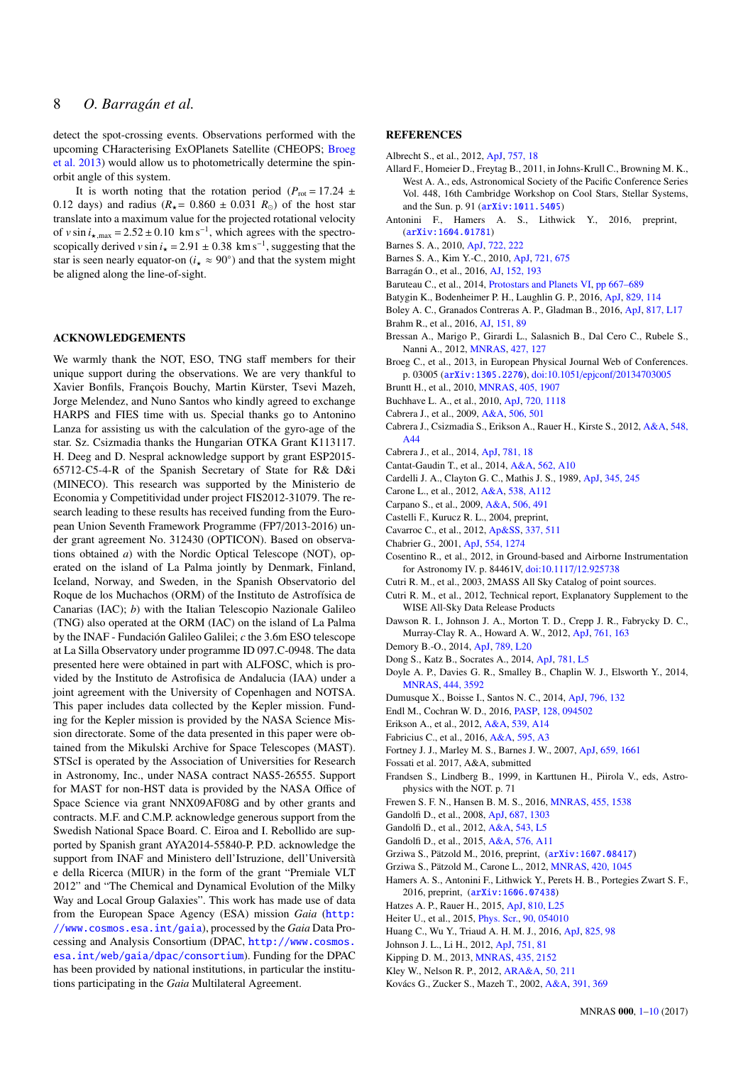detect the spot-crossing events. Observations performed with the upcoming CHaracterising ExOPlanets Satellite (CHEOPS; Broeg et al. 2013) would allow us to photometrically determine the spin-orbit angle of this system.

It is worth noting that the rotation period ($P_{\rm rot} = 17.24 \pm 0.12$ days) and radius ($R_\star = 0.860 \pm 0.031$ $R_\odot$) of the host star translate into a maximum value for the projected rotational velocity of $v \sin i_{\star,\rm max} = 2.52 \pm 0.10$ km s$^{-1}$, which agrees with the spectroscopically derived $v \sin i_\star = 2.91 \pm 0.38$ km s$^{-1}$, suggesting that the star is seen nearly equator-on ($i_\star \approx 90°$) and that the system might be aligned along the line-of-sight.

## ACKNOWLEDGEMENTS

We warmly thank the NOT, ESO, TNG staff members for their unique support during the observations. We are very thankful to Xavier Bonfils, François Bouchy, Martin Kürster, Tsevi Mazeh, Jorge Melendez, and Nuno Santos who kindly agreed to exchange HARPS and FIES time with us. Special thanks go to Antonino Lanza for assisting us with the calculation of the gyro-age of the star. Sz. Csizmadia thanks the Hungarian OTKA Grant K113117. H. Deeg and D. Nespral acknowledge support by grant ESP2015-65712-C5-4-R of the Spanish Secretary of State for R& D&i (MINECO). This research was supported by the Ministerio de Economia y Competitividad under project FIS2012-31079. The research leading to these results has received funding from the European Union Seventh Framework Programme (FP7/2013-2016) under grant agreement No. 312430 (OPTICON). Based on observations obtained *a*) with the Nordic Optical Telescope (NOT), operated on the island of La Palma jointly by Denmark, Finland, Iceland, Norway, and Sweden, in the Spanish Observatorio del Roque de los Muchachos (ORM) of the Instituto de Astrofísica de Canarias (IAC); *b*) with the Italian Telescopio Nazionale Galileo (TNG) also operated at the ORM (IAC) on the island of La Palma by the INAF - Fundación Galileo Galilei; *c* the 3.6m ESO telescope at La Silla Observatory under programme ID 097.C-0948. The data presented here were obtained in part with ALFOSC, which is provided by the Instituto de Astrofisica de Andalucia (IAA) under a joint agreement with the University of Copenhagen and NOTSA. This paper includes data collected by the Kepler mission. Funding for the Kepler mission is provided by the NASA Science Mission directorate. Some of the data presented in this paper were obtained from the Mikulski Archive for Space Telescopes (MAST). STScI is operated by the Association of Universities for Research in Astronomy, Inc., under NASA contract NAS5-26555. Support for MAST for non-HST data is provided by the NASA Office of Space Science via grant NNX09AF08G and by other grants and contracts. M.F. and C.M.P. acknowledge generous support from the Swedish National Space Board. C. Eiroa and I. Rebollido are supported by Spanish grant AYA2014-55840-P. P.D. acknowledge the support from INAF and Ministero dell'Istruzione, dell'Università e della Ricerca (MIUR) in the form of the grant "Premiale VLT 2012" and "The Chemical and Dynamical Evolution of the Milky Way and Local Group Galaxies". This work has made use of data from the European Space Agency (ESA) mission *Gaia* (http://www.cosmos.esa.int/gaia), processed by the *Gaia* Data Processing and Analysis Consortium (DPAC, http://www.cosmos.esa.int/web/gaia/dpac/consortium). Funding for the DPAC has been provided by national institutions, in particular the institutions participating in the *Gaia* Multilateral Agreement.

## REFERENCES

Albrecht S., et al., 2012, ApJ, 757, 18
Allard F., Homeier D., Freytag B., 2011, in Johns-Krull C., Browning M. K., West A. A., eds, Astronomical Society of the Pacific Conference Series Vol. 448, 16th Cambridge Workshop on Cool Stars, Stellar Systems, and the Sun. p. 91 (arXiv:1011.5405)
Antonini F., Hamers A. S., Lithwick Y., 2016, preprint, (arXiv:1604.01781)
Barnes S. A., 2010, ApJ, 722, 222
Barnes S. A., Kim Y.-C., 2010, ApJ, 721, 675
Barragán O., et al., 2016, AJ, 152, 193
Baruteau C., et al., 2014, Protostars and Planets VI, pp 667–689
Batygin K., Bodenheimer P. H., Laughlin G. P., 2016, ApJ, 829, 114
Boley A. C., Granados Contreras A. P., Gladman B., 2016, ApJ, 817, L17
Brahm R., et al., 2016, AJ, 151, 89
Bressan A., Marigo P., Girardi L., Salasnich B., Dal Cero C., Rubele S., Nanni A., 2012, MNRAS, 427, 127
Broeg C., et al., 2013, in European Physical Journal Web of Conferences. p. 03005 (arXiv:1305.2270), doi:10.1051/epjconf/20134703005
Bruntt H., et al., 2010, MNRAS, 405, 1907
Buchhave L. A., et al., 2010, ApJ, 720, 1118
Cabrera J., et al., 2009, A&A, 506, 501
Cabrera J., Csizmadia S., Erikson A., Rauer H., Kirste S., 2012, A&A, 548, A44
Cabrera J., et al., 2014, ApJ, 781, 18
Cantat-Gaudin T., et al., 2014, A&A, 562, A10
Cardelli J. A., Clayton G. C., Mathis J. S., 1989, ApJ, 345, 245
Carone L., et al., 2012, A&A, 538, A112
Carpano S., et al., 2009, A&A, 506, 491
Castelli F., Kurucz R. L., 2004, preprint,
Cavarroc C., et al., 2012, Ap&SS, 337, 511
Chabrier G., 2001, ApJ, 554, 1274
Cosentino R., et al., 2012, in Ground-based and Airborne Instrumentation for Astronomy IV. p. 84461V, doi:10.1117/12.925738
Cutri R. M., et al., 2003, 2MASS All Sky Catalog of point sources.
Cutri R. M., et al., 2012, Technical report, Explanatory Supplement to the WISE All-Sky Data Release Products
Dawson R. I., Johnson J. A., Morton T. D., Crepp J. R., Fabrycky D. C., Murray-Clay R. A., Howard A. W., 2012, ApJ, 761, 163
Demory B.-O., 2014, ApJ, 789, L20
Dong S., Katz B., Socrates A., 2014, ApJ, 781, L5
Doyle A. P., Davies G. R., Smalley B., Chaplin W. J., Elsworth Y., 2014, MNRAS, 444, 3592
Dumusque X., Boisse I., Santos N. C., 2014, ApJ, 796, 132
Endl M., Cochran W. D., 2016, PASP, 128, 094502
Erikson A., et al., 2012, A&A, 539, A14
Fabricius C., et al., 2016, A&A, 595, A3
Fortney J. J., Marley M. S., Barnes J. W., 2007, ApJ, 659, 1661
Fossati et al. 2017, A&A, submitted
Frandsen S., Lindberg B., 1999, in Karttunen H., Piirola V., eds, Astrophysics with the NOT. p. 71
Frewen S. F. N., Hansen B. M. S., 2016, MNRAS, 455, 1538
Gandolfi D., et al., 2008, ApJ, 687, 1303
Gandolfi D., et al., 2012, A&A, 543, L5
Gandolfi D., et al., 2015, A&A, 576, A11
Grziwa S., Pätzold M., 2016, preprint, (arXiv:1607.08417)
Grziwa S., Pätzold M., Carone L., 2012, MNRAS, 420, 1045
Hamers A. S., Antonini F., Lithwick Y., Perets H. B., Portegies Zwart S. F., 2016, preprint, (arXiv:1606.07438)
Hatzes A. P., Rauer H., 2015, ApJ, 810, L25
Heiter U., et al., 2015, Phys. Scr., 90, 054010
Huang C., Wu Y., Triaud A. H. M. J., 2016, ApJ, 825, 98
Johnson J. L., Li H., 2012, ApJ, 751, 81
Kipping D. M., 2013, MNRAS, 435, 2152
Kley W., Nelson R. P., 2012, ARA&A, 50, 211
Kovács G., Zucker S., Mazeh T., 2002, A&A, 391, 369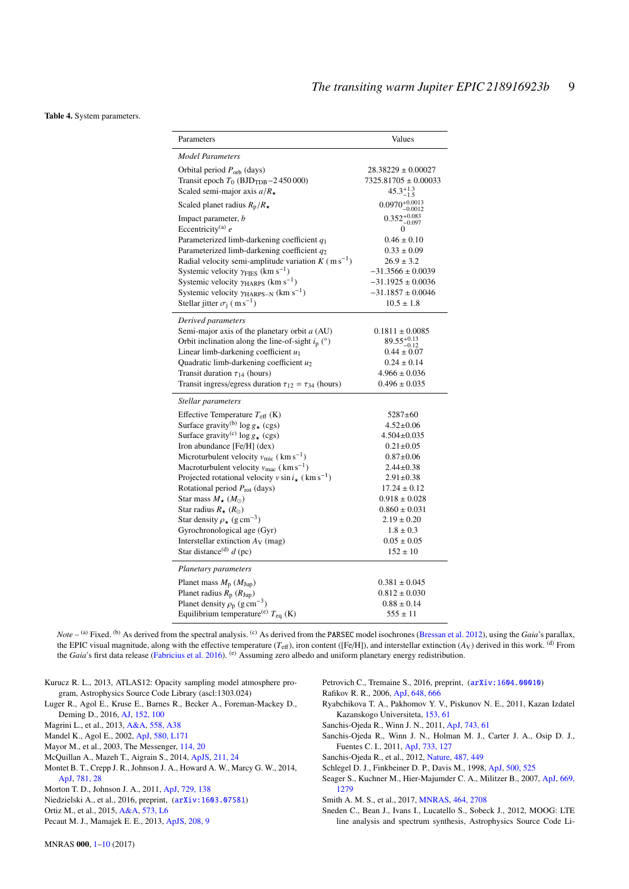**Table 4.** System parameters.

| Parameters | Values |
|---|---|
| *Model Parameters* | |
| Orbital period $P_{\rm orb}$ (days) | $28.38229 \pm 0.00027$ |
| Transit epoch $T_0$ ($\rm BJD_{TDB}-2\,450\,000$) | $7325.81705 \pm 0.00033$ |
| Scaled semi-major axis $a/R_\star$ | $45.3^{+1.3}_{-1.5}$ |
| Scaled planet radius $R_{\rm p}/R_\star$ | $0.0970^{+0.0013}_{-0.0012}$ |
| Impact parameter, $b$ | $0.352^{+0.083}_{-0.097}$ |
| Eccentricity[(a)] $e$ | 0 |
| Parameterized limb-darkening coefficient $q_1$ | $0.46 \pm 0.10$ |
| Parameterized limb-darkening coefficient $q_2$ | $0.33 \pm 0.09$ |
| Radial velocity semi-amplitude variation $K$ ($\rm m\,s^{-1}$) | $26.9 \pm 3.2$ |
| Systemic velocity $\gamma_{\rm FIES}$ ($\rm km\,s^{-1}$) | $-31.3566 \pm 0.0039$ |
| Systemic velocity $\gamma_{\rm HARPS}$ ($\rm km\,s^{-1}$) | $-31.1925 \pm 0.0036$ |
| Systemic velocity $\gamma_{\rm HARPS-N}$ ($\rm km\,s^{-1}$) | $-31.1857 \pm 0.0046$ |
| Stellar jitter $\sigma_{\rm j}$ ($\rm m\,s^{-1}$) | $10.5 \pm 1.8$ |
| *Derived parameters* | |
| Semi-major axis of the planetary orbit $a$ (AU) | $0.1811 \pm 0.0085$ |
| Orbit inclination along the line-of-sight $i_{\rm p}$ (°) | $89.55^{+0.13}_{-0.12}$ |
| Linear limb-darkening coefficient $u_1$ | $0.44 \pm 0.07$ |
| Quadratic limb-darkening coefficient $u_2$ | $0.24 \pm 0.14$ |
| Transit duration $\tau_{14}$ (hours) | $4.966 \pm 0.036$ |
| Transit ingress/egress duration $\tau_{12} = \tau_{34}$ (hours) | $0.496 \pm 0.035$ |
| *Stellar parameters* | |
| Effective Temperature $T_{\rm eff}$ (K) | $5287 \pm 60$ |
| Surface gravity[(b)] $\log g_\star$ (cgs) | $4.52 \pm 0.06$ |
| Surface gravity[(c)] $\log g_\star$ (cgs) | $4.504 \pm 0.035$ |
| Iron abundance [Fe/H] (dex) | $0.21 \pm 0.05$ |
| Microturbulent velocity $v_{\rm mic}$ ($\rm km\,s^{-1}$) | $0.87 \pm 0.06$ |
| Macroturbulent velocity $v_{\rm mac}$ ($\rm km\,s^{-1}$) | $2.44 \pm 0.38$ |
| Projected rotational velocity $v \sin i_\star$ ($\rm km\,s^{-1}$) | $2.91 \pm 0.38$ |
| Rotational period $P_{\rm rot}$ (days) | $17.24 \pm 0.12$ |
| Star mass $M_\star$ ($M_\odot$) | $0.918 \pm 0.028$ |
| Star radius $R_\star$ ($R_\odot$) | $0.860 \pm 0.031$ |
| Star density $\rho_\star$ ($\rm g\,cm^{-3}$) | $2.19 \pm 0.20$ |
| Gyrochronological age (Gyr) | $1.8 \pm 0.3$ |
| Interstellar extinction $A_{\rm V}$ (mag) | $0.05 \pm 0.05$ |
| Star distance[(d)] $d$ (pc) | $152 \pm 10$ |
| *Planetary parameters* | |
| Planet mass $M_{\rm p}$ ($M_{\rm Jup}$) | $0.381 \pm 0.045$ |
| Planet radius $R_{\rm p}$ ($R_{\rm Jup}$) | $0.812 \pm 0.030$ |
| Planet density $\rho_{\rm p}$ ($\rm g\,cm^{-3}$) | $0.88 \pm 0.14$ |
| Equilibrium temperature[(e)] $T_{\rm eq}$ (K) | $555 \pm 11$ |

*Note* – [(a)] Fixed. [(b)] As derived from the spectral analysis. [(c)] As derived from the PARSEC model isochrones (Bressan et al. 2012), using the *Gaia*'s parallax, the EPIC visual magnitude, along with the effective temperature ($T_{\rm eff}$), iron content ([Fe/H]), and interstellar extinction ($A_{\rm V}$) derived in this work. [(d)] From the *Gaia*'s first data release (Fabricius et al. 2016). [(e)] Assuming zero albedo and uniform planetary energy redistribution.

Kurucz R. L., 2013, ATLAS12: Opacity sampling model atmosphere program, Astrophysics Source Code Library (ascl:1303.024)

Luger R., Agol E., Kruse E., Barnes R., Becker A., Foreman-Mackey D., Deming D., 2016, AJ, 152, 100

Magrini L., et al., 2013, A&A, 558, A38

Mandel K., Agol E., 2002, ApJ, 580, L171

Mayor M., et al., 2003, The Messenger, 114, 20

McQuillan A., Mazeh T., Aigrain S., 2014, ApJS, 211, 24

Montet B. T., Crepp J. R., Johnson J. A., Howard A. W., Marcy G. W., 2014, ApJ, 781, 28

Morton T. D., Johnson J. A., 2011, ApJ, 729, 138

Niedzielski A., et al., 2016, preprint, (arXiv:1603.07581)

Ortiz M., et al., 2015, A&A, 573, L6

Pecaut M. J., Mamajek E. E., 2013, ApJS, 208, 9

Petrovich C., Tremaine S., 2016, preprint, (arXiv:1604.00010)

Rafikov R. R., 2006, ApJ, 648, 666

Ryabchikova T. A., Pakhomov Y. V., Piskunov N. E., 2011, Kazan Izdatel Kazanskogo Universiteta, 153, 61

Sanchis-Ojeda R., Winn J. N., 2011, ApJ, 743, 61

Sanchis-Ojeda R., Winn J. N., Holman M. J., Carter J. A., Osip D. J., Fuentes C. I., 2011, ApJ, 733, 127

Sanchis-Ojeda R., et al., 2012, Nature, 487, 449

Schlegel D. J., Finkbeiner D. P., Davis M., 1998, ApJ, 500, 525

Seager S., Kuchner M., Hier-Majumder C. A., Militzer B., 2007, ApJ, 669, 1279

Smith A. M. S., et al., 2017, MNRAS, 464, 2708

Sneden C., Bean J., Ivans I., Lucatello S., Sobeck J., 2012, MOOG: LTE line analysis and spectrum synthesis, Astrophysics Source Code Li-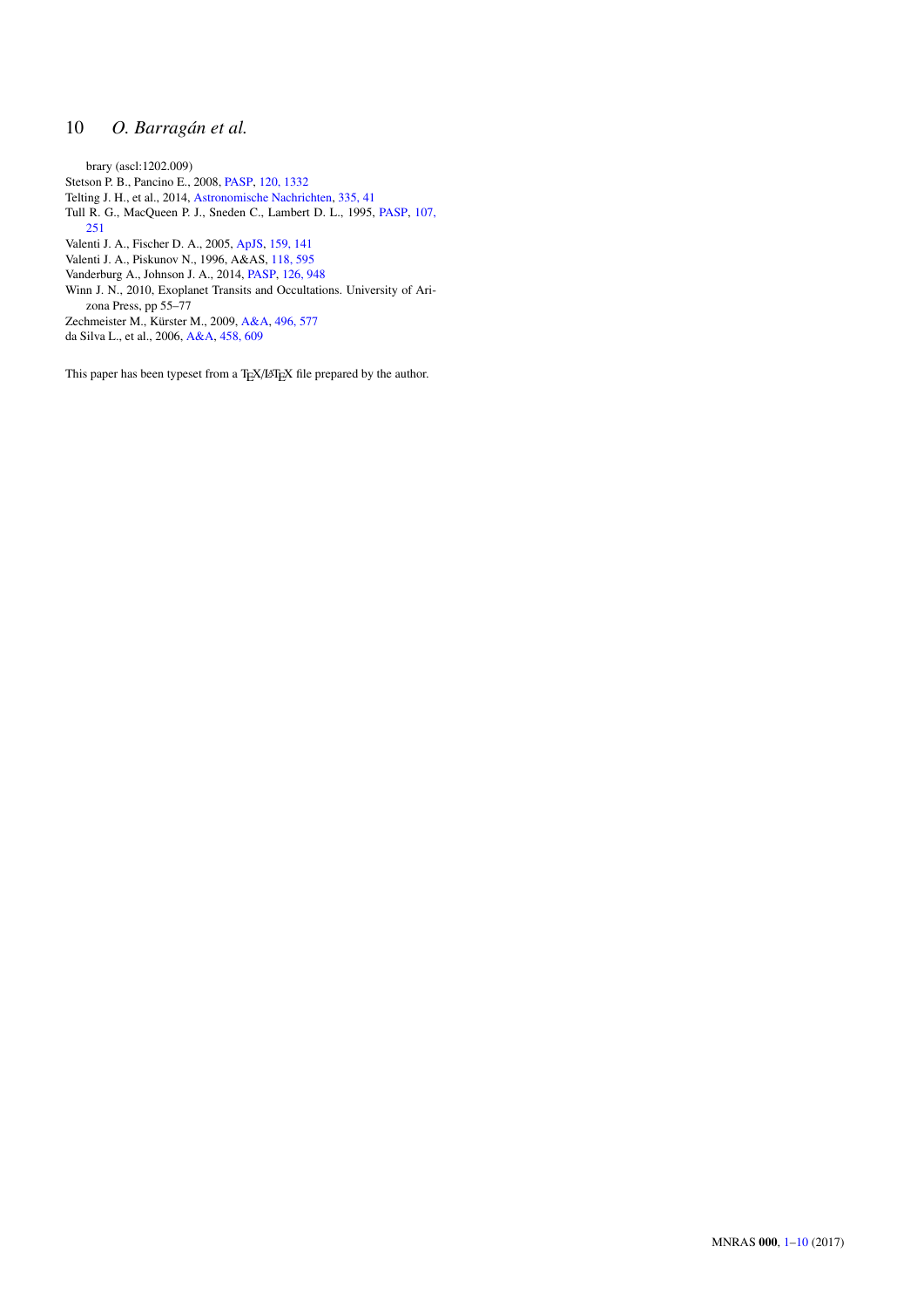brary (ascl:1202.009)

Stetson P. B., Pancino E., 2008, PASP, 120, 1332

Telting J. H., et al., 2014, Astronomische Nachrichten, 335, 41

Tull R. G., MacQueen P. J., Sneden C., Lambert D. L., 1995, PASP, 107, 251

Valenti J. A., Fischer D. A., 2005, ApJS, 159, 141

Valenti J. A., Piskunov N., 1996, A&AS, 118, 595

Vanderburg A., Johnson J. A., 2014, PASP, 126, 948

Winn J. N., 2010, Exoplanet Transits and Occultations. University of Arizona Press, pp 55–77

Zechmeister M., Kürster M., 2009, A&A, 496, 577

da Silva L., et al., 2006, A&A, 458, 609

This paper has been typeset from a TEX/LATEX file prepared by the author.